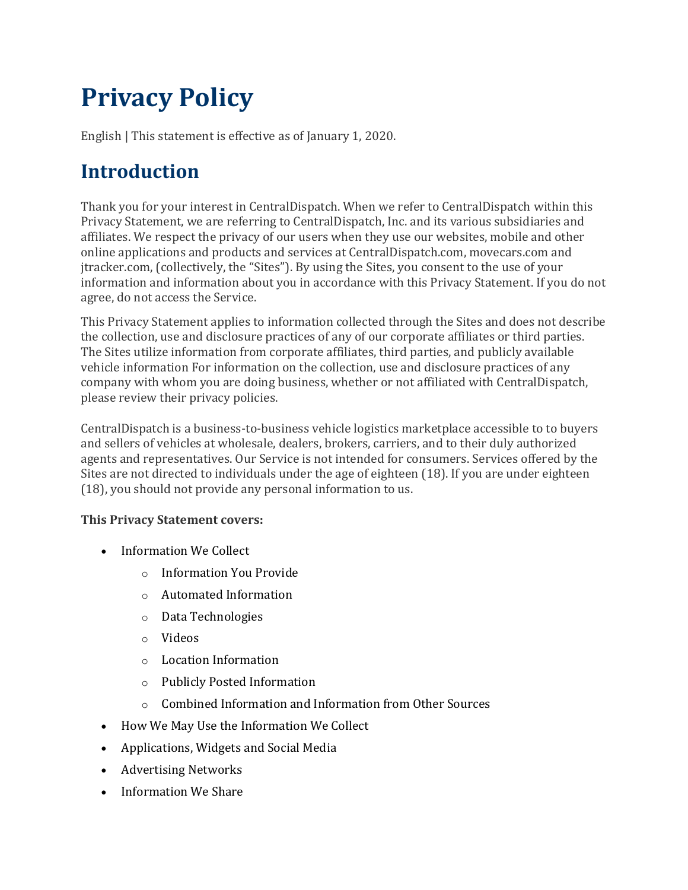# Privacy Policy

English | This statement is effective as of January 1, 2020.

## Introduction

Thank you for your interest in CentralDispatch. When we refer to CentralDispatch within this Privacy Statement, we are referring to CentralDispatch, Inc. and its various subsidiaries and affiliates. We respect the privacy of our users when they use our websites, mobile and other online applications and products and services at CentralDispatch.com, movecars.com and jtracker.com, (collectively, the "Sites"). By using the Sites, you consent to the use of your information and information about you in accordance with this Privacy Statement. If you do not agree, do not access the Service.

This Privacy Statement applies to information collected through the Sites and does not describe the collection, use and disclosure practices of any of our corporate affiliates or third parties. The Sites utilize information from corporate affiliates, third parties, and publicly available vehicle information For information on the collection, use and disclosure practices of any company with whom you are doing business, whether or not affiliated with CentralDispatch, please review their privacy policies.

CentralDispatch is a business-to-business vehicle logistics marketplace accessible to to buyers and sellers of vehicles at wholesale, dealers, brokers, carriers, and to their duly authorized agents and representatives. Our Service is not intended for consumers. Services offered by the Sites are not directed to individuals under the age of eighteen (18). If you are under eighteen (18), you should not provide any personal information to us.

**This Privacy Statement covers:**

- Information We Collect
  - Information You Provide
  - Automated Information
  - Data Technologies
  - Videos
  - Location Information
  - Publicly Posted Information
  - Combined Information and Information from Other Sources
- How We May Use the Information We Collect
- Applications, Widgets and Social Media
- Advertising Networks
- Information We Share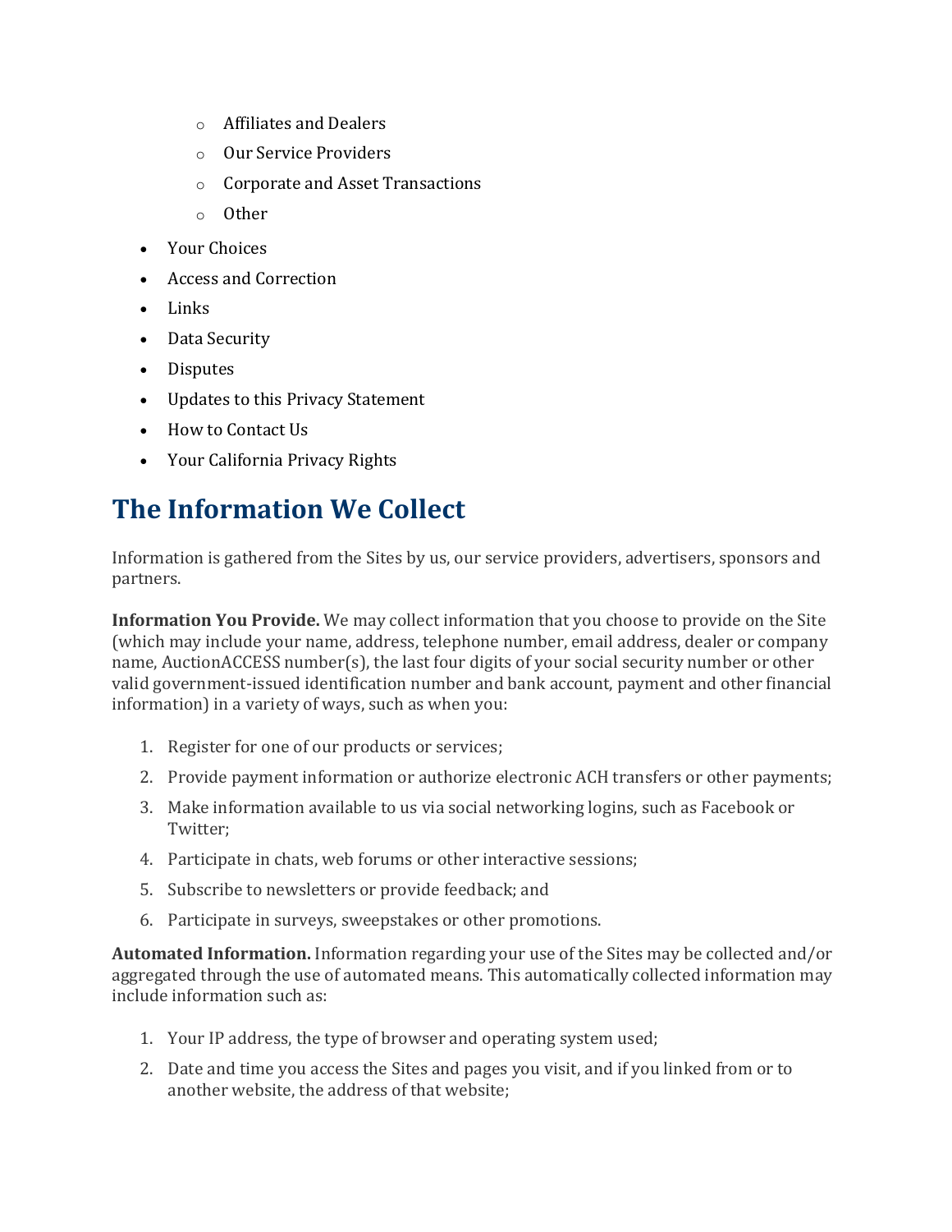- Affiliates and Dealers
  - Our Service Providers
  - Corporate and Asset Transactions
  - Other
- Your Choices
- Access and Correction
- Links
- Data Security
- Disputes
- Updates to this Privacy Statement
- How to Contact Us
- Your California Privacy Rights

# The Information We Collect

Information is gathered from the Sites by us, our service providers, advertisers, sponsors and partners.

**Information You Provide.** We may collect information that you choose to provide on the Site (which may include your name, address, telephone number, email address, dealer or company name, AuctionACCESS number(s), the last four digits of your social security number or other valid government-issued identification number and bank account, payment and other financial information) in a variety of ways, such as when you:

1. Register for one of our products or services;
2. Provide payment information or authorize electronic ACH transfers or other payments;
3. Make information available to us via social networking logins, such as Facebook or Twitter;
4. Participate in chats, web forums or other interactive sessions;
5. Subscribe to newsletters or provide feedback; and
6. Participate in surveys, sweepstakes or other promotions.

**Automated Information.** Information regarding your use of the Sites may be collected and/or aggregated through the use of automated means. This automatically collected information may include information such as:

1. Your IP address, the type of browser and operating system used;
2. Date and time you access the Sites and pages you visit, and if you linked from or to another website, the address of that website;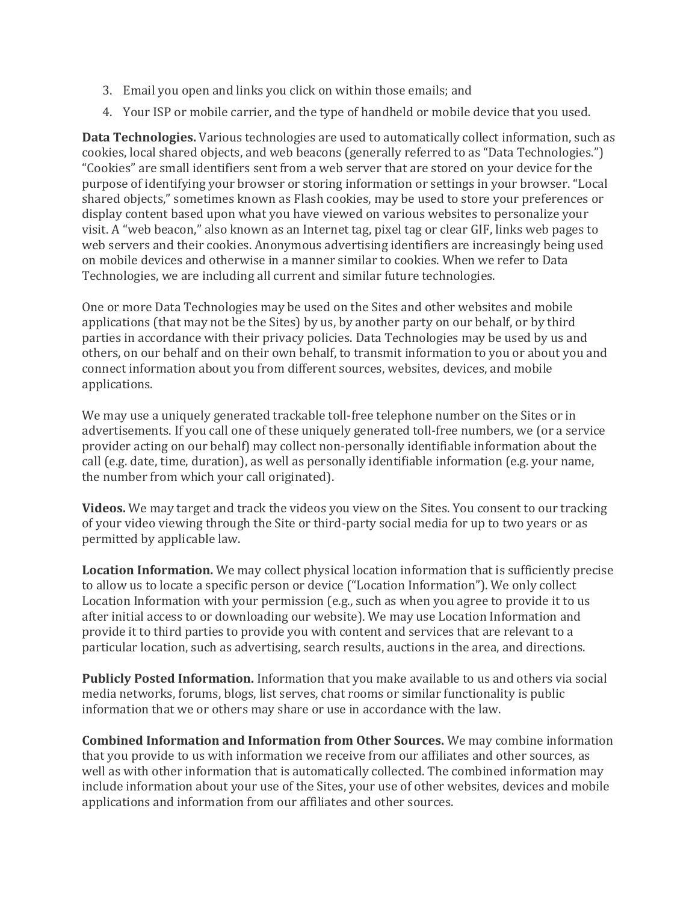3. Email you open and links you click on within those emails; and
4. Your ISP or mobile carrier, and the type of handheld or mobile device that you used.

**Data Technologies.** Various technologies are used to automatically collect information, such as cookies, local shared objects, and web beacons (generally referred to as "Data Technologies.") "Cookies" are small identifiers sent from a web server that are stored on your device for the purpose of identifying your browser or storing information or settings in your browser. "Local shared objects," sometimes known as Flash cookies, may be used to store your preferences or display content based upon what you have viewed on various websites to personalize your visit. A "web beacon," also known as an Internet tag, pixel tag or clear GIF, links web pages to web servers and their cookies. Anonymous advertising identifiers are increasingly being used on mobile devices and otherwise in a manner similar to cookies. When we refer to Data Technologies, we are including all current and similar future technologies.

One or more Data Technologies may be used on the Sites and other websites and mobile applications (that may not be the Sites) by us, by another party on our behalf, or by third parties in accordance with their privacy policies. Data Technologies may be used by us and others, on our behalf and on their own behalf, to transmit information to you or about you and connect information about you from different sources, websites, devices, and mobile applications.

We may use a uniquely generated trackable toll-free telephone number on the Sites or in advertisements. If you call one of these uniquely generated toll-free numbers, we (or a service provider acting on our behalf) may collect non-personally identifiable information about the call (e.g. date, time, duration), as well as personally identifiable information (e.g. your name, the number from which your call originated).

**Videos.** We may target and track the videos you view on the Sites. You consent to our tracking of your video viewing through the Site or third-party social media for up to two years or as permitted by applicable law.

**Location Information.** We may collect physical location information that is sufficiently precise to allow us to locate a specific person or device ("Location Information"). We only collect Location Information with your permission (e.g., such as when you agree to provide it to us after initial access to or downloading our website). We may use Location Information and provide it to third parties to provide you with content and services that are relevant to a particular location, such as advertising, search results, auctions in the area, and directions.

**Publicly Posted Information.** Information that you make available to us and others via social media networks, forums, blogs, list serves, chat rooms or similar functionality is public information that we or others may share or use in accordance with the law.

**Combined Information and Information from Other Sources.** We may combine information that you provide to us with information we receive from our affiliates and other sources, as well as with other information that is automatically collected. The combined information may include information about your use of the Sites, your use of other websites, devices and mobile applications and information from our affiliates and other sources.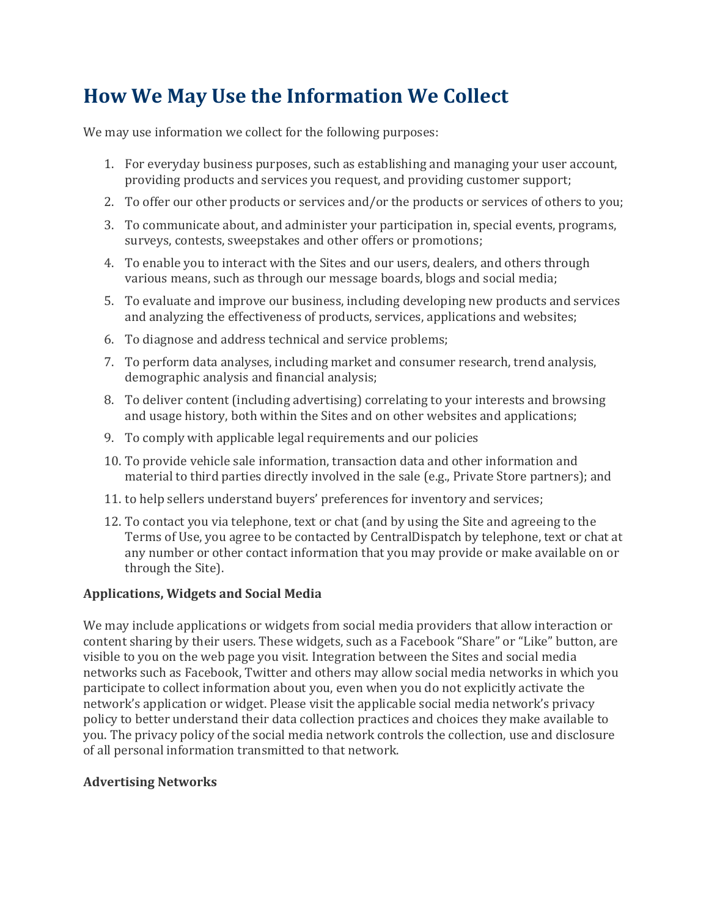# How We May Use the Information We Collect

We may use information we collect for the following purposes:

1. For everyday business purposes, such as establishing and managing your user account, providing products and services you request, and providing customer support;
2. To offer our other products or services and/or the products or services of others to you;
3. To communicate about, and administer your participation in, special events, programs, surveys, contests, sweepstakes and other offers or promotions;
4. To enable you to interact with the Sites and our users, dealers, and others through various means, such as through our message boards, blogs and social media;
5. To evaluate and improve our business, including developing new products and services and analyzing the effectiveness of products, services, applications and websites;
6. To diagnose and address technical and service problems;
7. To perform data analyses, including market and consumer research, trend analysis, demographic analysis and financial analysis;
8. To deliver content (including advertising) correlating to your interests and browsing and usage history, both within the Sites and on other websites and applications;
9. To comply with applicable legal requirements and our policies
10. To provide vehicle sale information, transaction data and other information and material to third parties directly involved in the sale (e.g., Private Store partners); and
11. to help sellers understand buyers' preferences for inventory and services;
12. To contact you via telephone, text or chat (and by using the Site and agreeing to the Terms of Use, you agree to be contacted by CentralDispatch by telephone, text or chat at any number or other contact information that you may provide or make available on or through the Site).

**Applications, Widgets and Social Media**

We may include applications or widgets from social media providers that allow interaction or content sharing by their users. These widgets, such as a Facebook "Share" or "Like" button, are visible to you on the web page you visit. Integration between the Sites and social media networks such as Facebook, Twitter and others may allow social media networks in which you participate to collect information about you, even when you do not explicitly activate the network's application or widget. Please visit the applicable social media network's privacy policy to better understand their data collection practices and choices they make available to you. The privacy policy of the social media network controls the collection, use and disclosure of all personal information transmitted to that network.

**Advertising Networks**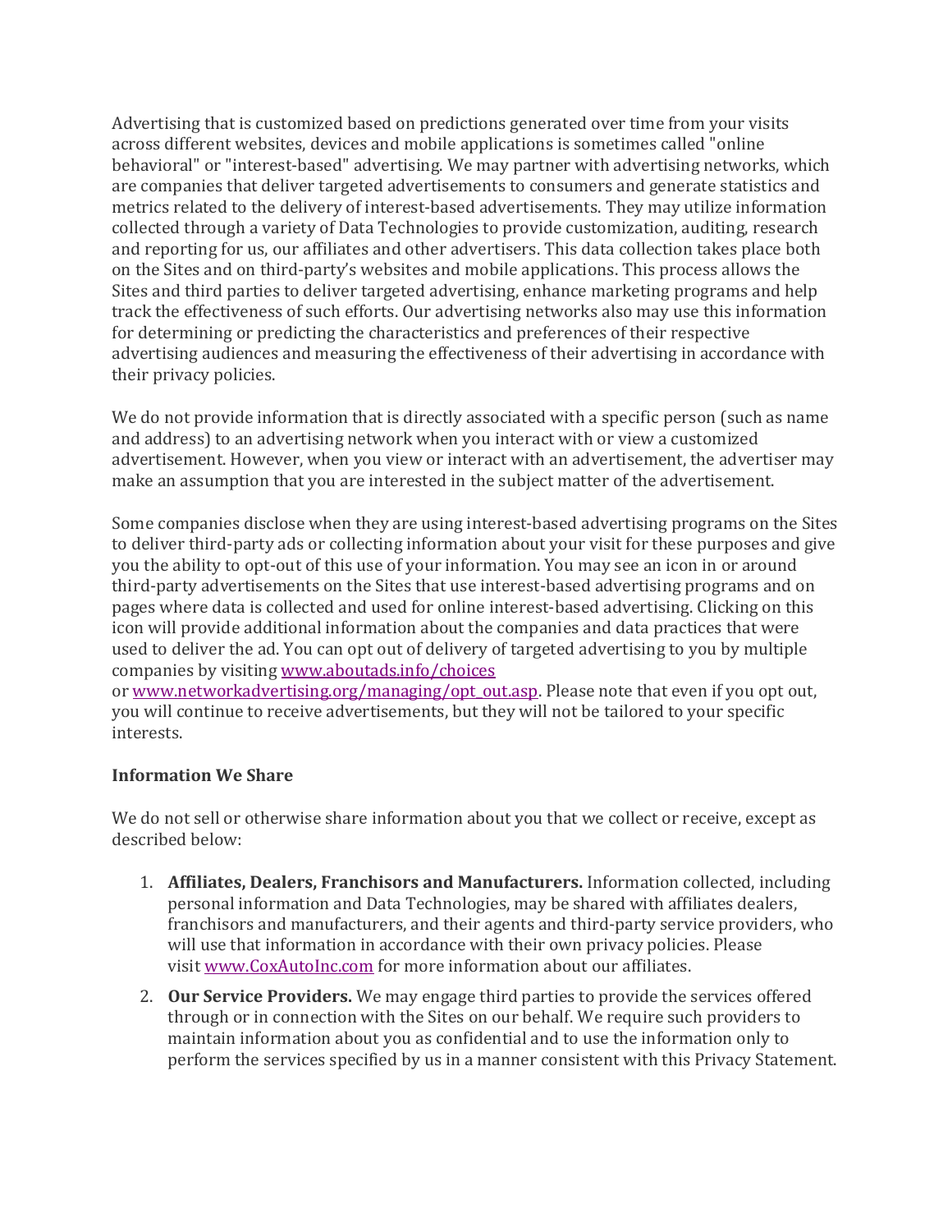Advertising that is customized based on predictions generated over time from your visits across different websites, devices and mobile applications is sometimes called "online behavioral" or "interest-based" advertising. We may partner with advertising networks, which are companies that deliver targeted advertisements to consumers and generate statistics and metrics related to the delivery of interest-based advertisements. They may utilize information collected through a variety of Data Technologies to provide customization, auditing, research and reporting for us, our affiliates and other advertisers. This data collection takes place both on the Sites and on third-party's websites and mobile applications. This process allows the Sites and third parties to deliver targeted advertising, enhance marketing programs and help track the effectiveness of such efforts. Our advertising networks also may use this information for determining or predicting the characteristics and preferences of their respective advertising audiences and measuring the effectiveness of their advertising in accordance with their privacy policies.

We do not provide information that is directly associated with a specific person (such as name and address) to an advertising network when you interact with or view a customized advertisement. However, when you view or interact with an advertisement, the advertiser may make an assumption that you are interested in the subject matter of the advertisement.

Some companies disclose when they are using interest-based advertising programs on the Sites to deliver third-party ads or collecting information about your visit for these purposes and give you the ability to opt-out of this use of your information. You may see an icon in or around third-party advertisements on the Sites that use interest-based advertising programs and on pages where data is collected and used for online interest-based advertising. Clicking on this icon will provide additional information about the companies and data practices that were used to deliver the ad. You can opt out of delivery of targeted advertising to you by multiple companies by visiting [www.aboutads.info/choices](www.aboutads.info/choices) or [www.networkadvertising.org/managing/opt_out.asp](www.networkadvertising.org/managing/opt_out.asp). Please note that even if you opt out, you will continue to receive advertisements, but they will not be tailored to your specific interests.

**Information We Share**

We do not sell or otherwise share information about you that we collect or receive, except as described below:

1. **Affiliates, Dealers, Franchisors and Manufacturers.** Information collected, including personal information and Data Technologies, may be shared with affiliates dealers, franchisors and manufacturers, and their agents and third-party service providers, who will use that information in accordance with their own privacy policies. Please visit [www.CoxAutoInc.com](www.CoxAutoInc.com) for more information about our affiliates.
2. **Our Service Providers.** We may engage third parties to provide the services offered through or in connection with the Sites on our behalf. We require such providers to maintain information about you as confidential and to use the information only to perform the services specified by us in a manner consistent with this Privacy Statement.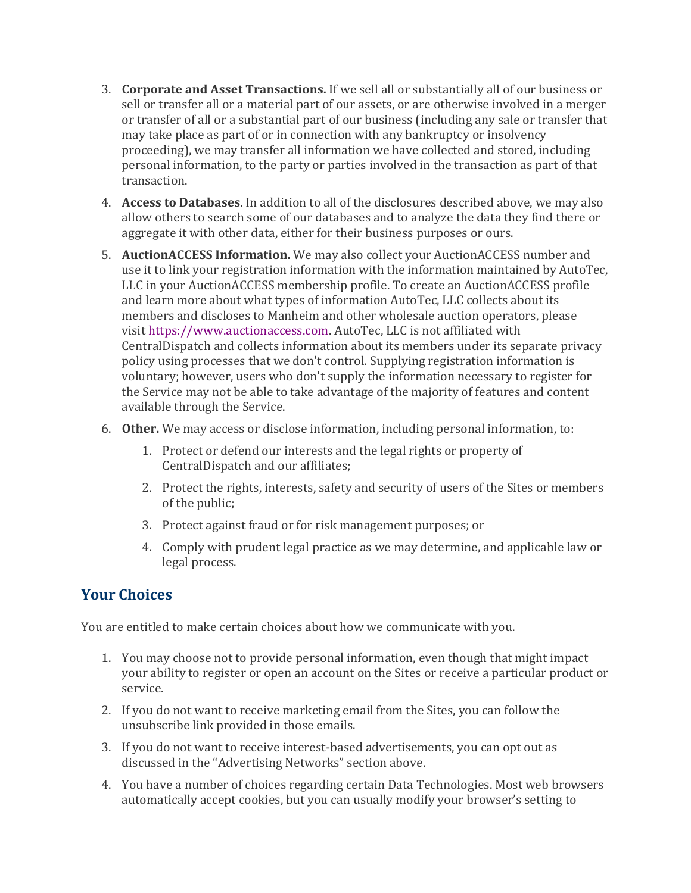3. **Corporate and Asset Transactions.** If we sell all or substantially all of our business or sell or transfer all or a material part of our assets, or are otherwise involved in a merger or transfer of all or a substantial part of our business (including any sale or transfer that may take place as part of or in connection with any bankruptcy or insolvency proceeding), we may transfer all information we have collected and stored, including personal information, to the party or parties involved in the transaction as part of that transaction.
4. **Access to Databases**. In addition to all of the disclosures described above, we may also allow others to search some of our databases and to analyze the data they find there or aggregate it with other data, either for their business purposes or ours.
5. **AuctionACCESS Information.** We may also collect your AuctionACCESS number and use it to link your registration information with the information maintained by AutoTec, LLC in your AuctionACCESS membership profile. To create an AuctionACCESS profile and learn more about what types of information AutoTec, LLC collects about its members and discloses to Manheim and other wholesale auction operators, please visit [https://www.auctionaccess.com](https://www.auctionaccess.com). AutoTec, LLC is not affiliated with CentralDispatch and collects information about its members under its separate privacy policy using processes that we don't control. Supplying registration information is voluntary; however, users who don't supply the information necessary to register for the Service may not be able to take advantage of the majority of features and content available through the Service.
6. **Other.** We may access or disclose information, including personal information, to:
    1. Protect or defend our interests and the legal rights or property of CentralDispatch and our affiliates;
    2. Protect the rights, interests, safety and security of users of the Sites or members of the public;
    3. Protect against fraud or for risk management purposes; or
    4. Comply with prudent legal practice as we may determine, and applicable law or legal process.

## Your Choices

You are entitled to make certain choices about how we communicate with you.

1. You may choose not to provide personal information, even though that might impact your ability to register or open an account on the Sites or receive a particular product or service.
2. If you do not want to receive marketing email from the Sites, you can follow the unsubscribe link provided in those emails.
3. If you do not want to receive interest-based advertisements, you can opt out as discussed in the "Advertising Networks" section above.
4. You have a number of choices regarding certain Data Technologies. Most web browsers automatically accept cookies, but you can usually modify your browser's setting to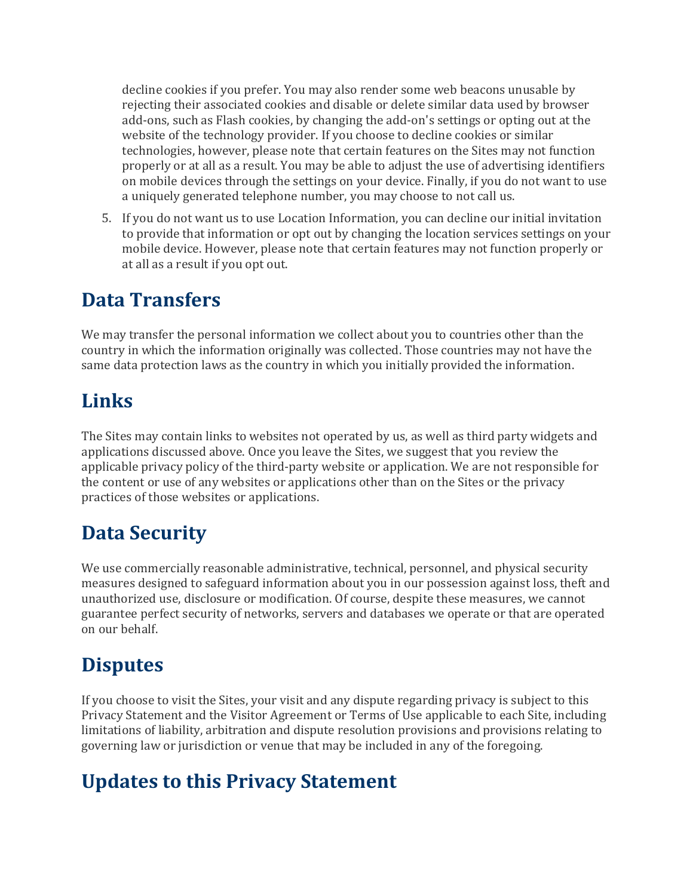decline cookies if you prefer. You may also render some web beacons unusable by rejecting their associated cookies and disable or delete similar data used by browser add-ons, such as Flash cookies, by changing the add-on's settings or opting out at the website of the technology provider. If you choose to decline cookies or similar technologies, however, please note that certain features on the Sites may not function properly or at all as a result. You may be able to adjust the use of advertising identifiers on mobile devices through the settings on your device. Finally, if you do not want to use a uniquely generated telephone number, you may choose to not call us.

5. If you do not want us to use Location Information, you can decline our initial invitation to provide that information or opt out by changing the location services settings on your mobile device. However, please note that certain features may not function properly or at all as a result if you opt out.

## Data Transfers

We may transfer the personal information we collect about you to countries other than the country in which the information originally was collected. Those countries may not have the same data protection laws as the country in which you initially provided the information.

## Links

The Sites may contain links to websites not operated by us, as well as third party widgets and applications discussed above. Once you leave the Sites, we suggest that you review the applicable privacy policy of the third-party website or application. We are not responsible for the content or use of any websites or applications other than on the Sites or the privacy practices of those websites or applications.

## Data Security

We use commercially reasonable administrative, technical, personnel, and physical security measures designed to safeguard information about you in our possession against loss, theft and unauthorized use, disclosure or modification. Of course, despite these measures, we cannot guarantee perfect security of networks, servers and databases we operate or that are operated on our behalf.

## Disputes

If you choose to visit the Sites, your visit and any dispute regarding privacy is subject to this Privacy Statement and the Visitor Agreement or Terms of Use applicable to each Site, including limitations of liability, arbitration and dispute resolution provisions and provisions relating to governing law or jurisdiction or venue that may be included in any of the foregoing.

## Updates to this Privacy Statement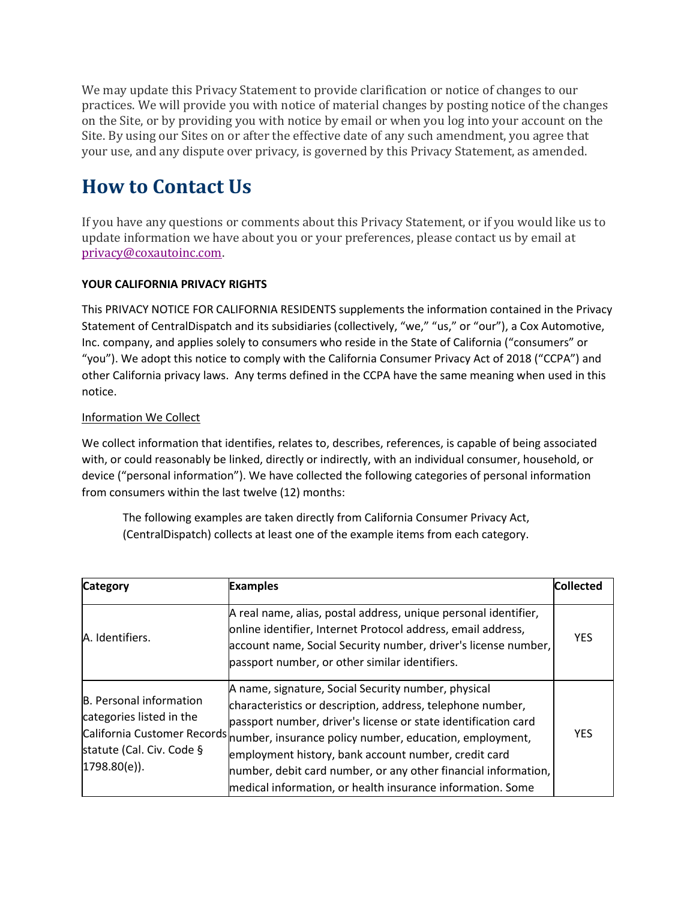We may update this Privacy Statement to provide clarification or notice of changes to our practices. We will provide you with notice of material changes by posting notice of the changes on the Site, or by providing you with notice by email or when you log into your account on the Site. By using our Sites on or after the effective date of any such amendment, you agree that your use, and any dispute over privacy, is governed by this Privacy Statement, as amended.

# How to Contact Us

If you have any questions or comments about this Privacy Statement, or if you would like us to update information we have about you or your preferences, please contact us by email at privacy@coxautoinc.com.

**YOUR CALIFORNIA PRIVACY RIGHTS**

This PRIVACY NOTICE FOR CALIFORNIA RESIDENTS supplements the information contained in the Privacy Statement of CentralDispatch and its subsidiaries (collectively, "we," "us," or "our"), a Cox Automotive, Inc. company, and applies solely to consumers who reside in the State of California ("consumers" or "you"). We adopt this notice to comply with the California Consumer Privacy Act of 2018 ("CCPA") and other California privacy laws. Any terms defined in the CCPA have the same meaning when used in this notice.

Information We Collect

We collect information that identifies, relates to, describes, references, is capable of being associated with, or could reasonably be linked, directly or indirectly, with an individual consumer, household, or device ("personal information"). We have collected the following categories of personal information from consumers within the last twelve (12) months:

> The following examples are taken directly from California Consumer Privacy Act, (CentralDispatch) collects at least one of the example items from each category.

| Category | Examples | Collected |
|---|---|---|
| A. Identifiers. | A real name, alias, postal address, unique personal identifier, online identifier, Internet Protocol address, email address, account name, Social Security number, driver's license number, passport number, or other similar identifiers. | YES |
| B. Personal information categories listed in the California Customer Records statute (Cal. Civ. Code § 1798.80(e)). | A name, signature, Social Security number, physical characteristics or description, address, telephone number, passport number, driver's license or state identification card number, insurance policy number, education, employment, employment history, bank account number, credit card number, debit card number, or any other financial information, medical information, or health insurance information. Some | YES |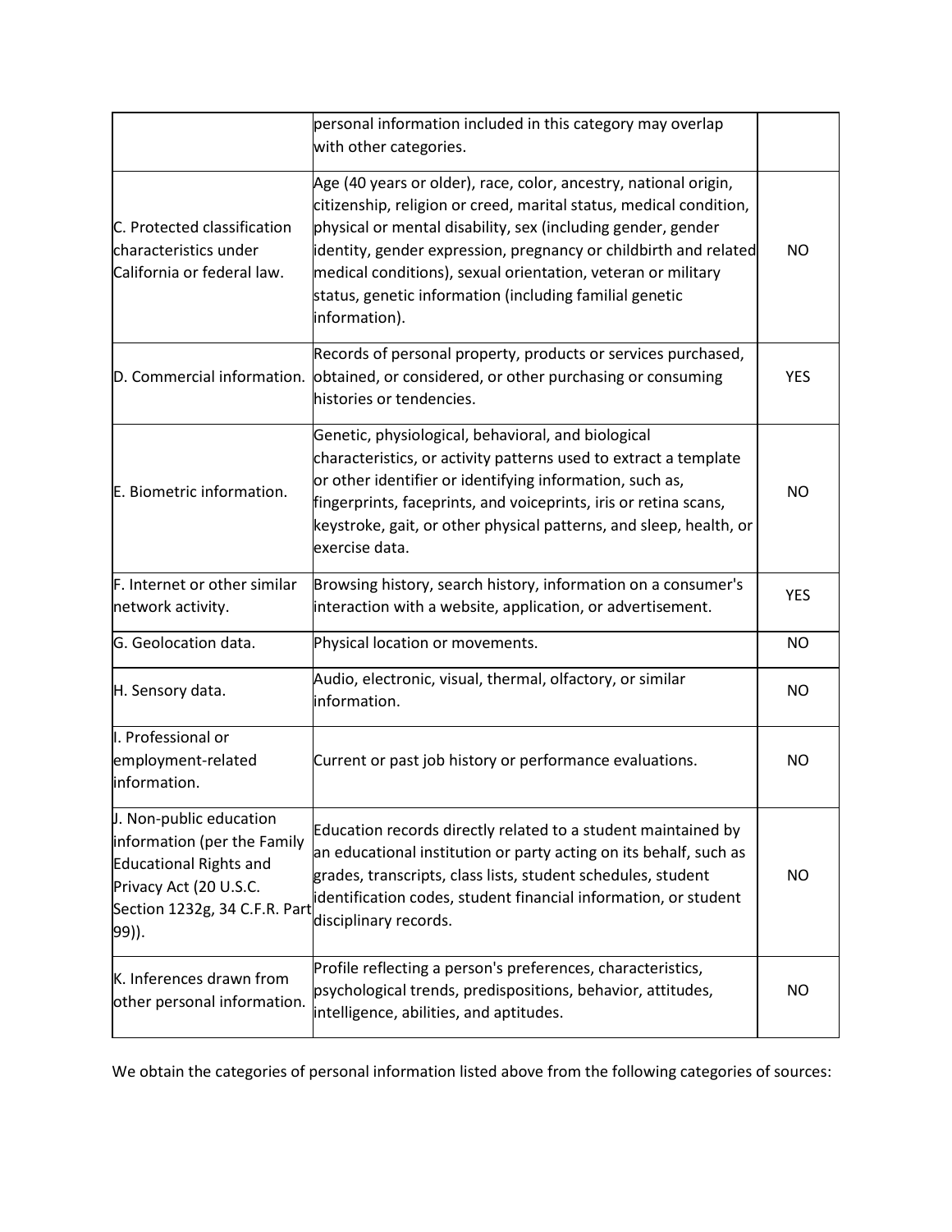| | | |
|---|---|---|
| | personal information included in this category may overlap with other categories. | |
| C. Protected classification characteristics under California or federal law. | Age (40 years or older), race, color, ancestry, national origin, citizenship, religion or creed, marital status, medical condition, physical or mental disability, sex (including gender, gender identity, gender expression, pregnancy or childbirth and related medical conditions), sexual orientation, veteran or military status, genetic information (including familial genetic information). | NO |
| D. Commercial information. | Records of personal property, products or services purchased, obtained, or considered, or other purchasing or consuming histories or tendencies. | YES |
| E. Biometric information. | Genetic, physiological, behavioral, and biological characteristics, or activity patterns used to extract a template or other identifier or identifying information, such as, fingerprints, faceprints, and voiceprints, iris or retina scans, keystroke, gait, or other physical patterns, and sleep, health, or exercise data. | NO |
| F. Internet or other similar network activity. | Browsing history, search history, information on a consumer's interaction with a website, application, or advertisement. | YES |
| G. Geolocation data. | Physical location or movements. | NO |
| H. Sensory data. | Audio, electronic, visual, thermal, olfactory, or similar information. | NO |
| I. Professional or employment-related information. | Current or past job history or performance evaluations. | NO |
| J. Non-public education information (per the Family Educational Rights and Privacy Act (20 U.S.C. Section 1232g, 34 C.F.R. Part 99)). | Education records directly related to a student maintained by an educational institution or party acting on its behalf, such as grades, transcripts, class lists, student schedules, student identification codes, student financial information, or student disciplinary records. | NO |
| K. Inferences drawn from other personal information. | Profile reflecting a person's preferences, characteristics, psychological trends, predispositions, behavior, attitudes, intelligence, abilities, and aptitudes. | NO |

We obtain the categories of personal information listed above from the following categories of sources: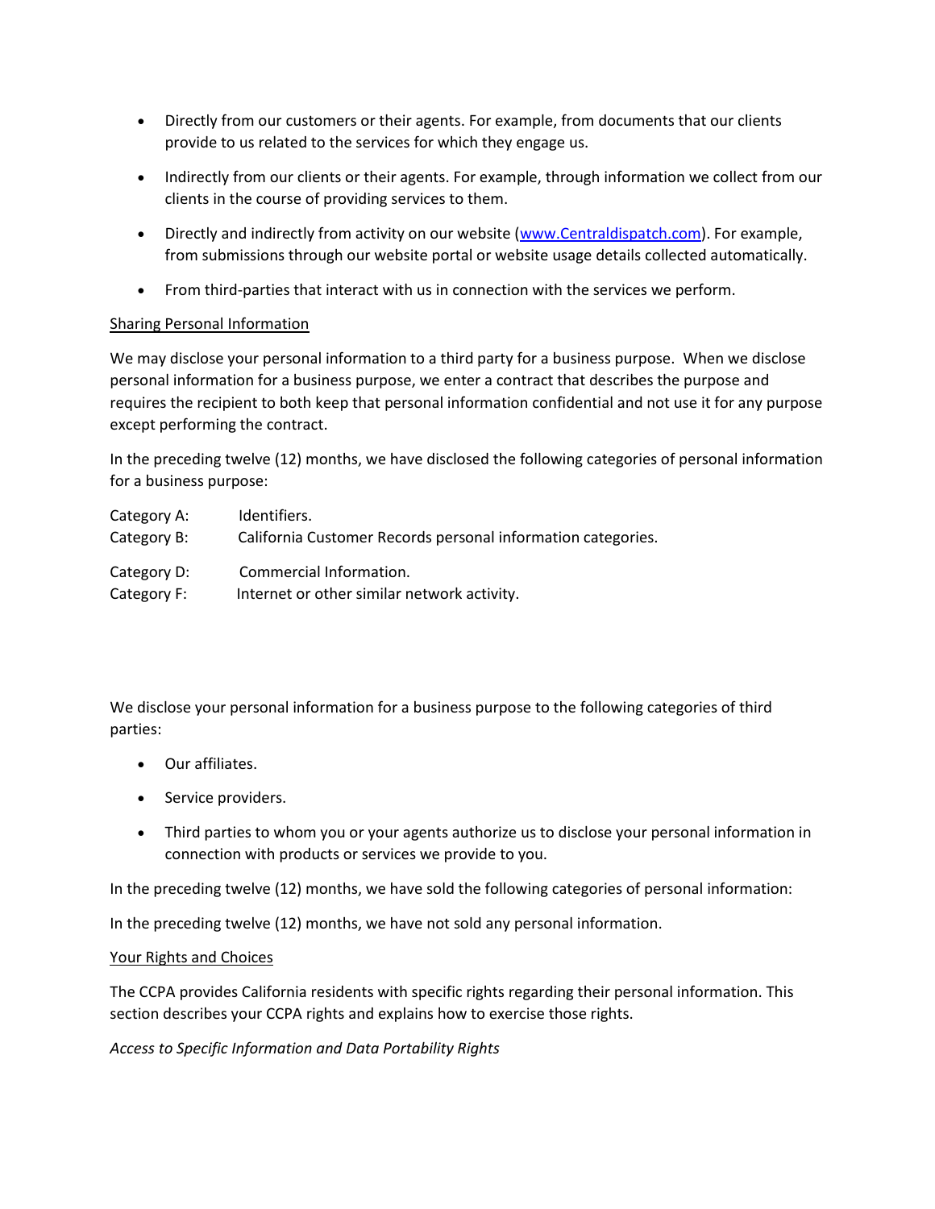- Directly from our customers or their agents. For example, from documents that our clients provide to us related to the services for which they engage us.
- Indirectly from our clients or their agents. For example, through information we collect from our clients in the course of providing services to them.
- Directly and indirectly from activity on our website ([www.Centraldispatch.com](www.Centraldispatch.com)). For example, from submissions through our website portal or website usage details collected automatically.
- From third-parties that interact with us in connection with the services we perform.

<u>Sharing Personal Information</u>

We may disclose your personal information to a third party for a business purpose. When we disclose personal information for a business purpose, we enter a contract that describes the purpose and requires the recipient to both keep that personal information confidential and not use it for any purpose except performing the contract.

In the preceding twelve (12) months, we have disclosed the following categories of personal information for a business purpose:

Category A: Identifiers.
Category B: California Customer Records personal information categories.

Category D: Commercial Information.
Category F: Internet or other similar network activity.

We disclose your personal information for a business purpose to the following categories of third parties:

- Our affiliates.
- Service providers.
- Third parties to whom you or your agents authorize us to disclose your personal information in connection with products or services we provide to you.

In the preceding twelve (12) months, we have sold the following categories of personal information:

In the preceding twelve (12) months, we have not sold any personal information.

<u>Your Rights and Choices</u>

The CCPA provides California residents with specific rights regarding their personal information. This section describes your CCPA rights and explains how to exercise those rights.

*Access to Specific Information and Data Portability Rights*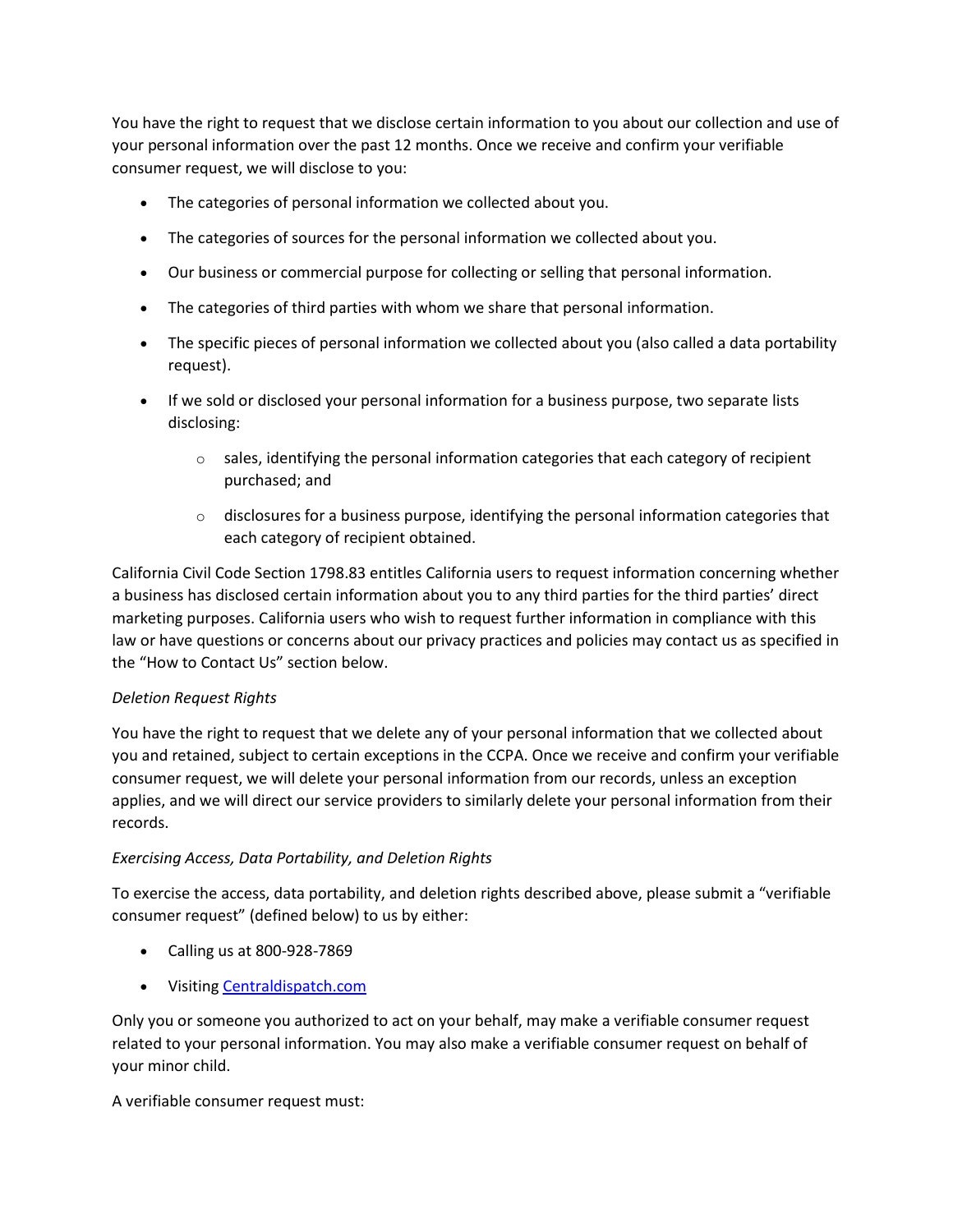You have the right to request that we disclose certain information to you about our collection and use of your personal information over the past 12 months. Once we receive and confirm your verifiable consumer request, we will disclose to you:

- The categories of personal information we collected about you.
- The categories of sources for the personal information we collected about you.
- Our business or commercial purpose for collecting or selling that personal information.
- The categories of third parties with whom we share that personal information.
- The specific pieces of personal information we collected about you (also called a data portability request).
- If we sold or disclosed your personal information for a business purpose, two separate lists disclosing:
    - sales, identifying the personal information categories that each category of recipient purchased; and
    - disclosures for a business purpose, identifying the personal information categories that each category of recipient obtained.

California Civil Code Section 1798.83 entitles California users to request information concerning whether a business has disclosed certain information about you to any third parties for the third parties' direct marketing purposes. California users who wish to request further information in compliance with this law or have questions or concerns about our privacy practices and policies may contact us as specified in the "How to Contact Us" section below.

*Deletion Request Rights*

You have the right to request that we delete any of your personal information that we collected about you and retained, subject to certain exceptions in the CCPA. Once we receive and confirm your verifiable consumer request, we will delete your personal information from our records, unless an exception applies, and we will direct our service providers to similarly delete your personal information from their records.

*Exercising Access, Data Portability, and Deletion Rights*

To exercise the access, data portability, and deletion rights described above, please submit a "verifiable consumer request" (defined below) to us by either:

- Calling us at 800-928-7869
- Visiting [Centraldispatch.com](Centraldispatch.com)

Only you or someone you authorized to act on your behalf, may make a verifiable consumer request related to your personal information. You may also make a verifiable consumer request on behalf of your minor child.

A verifiable consumer request must: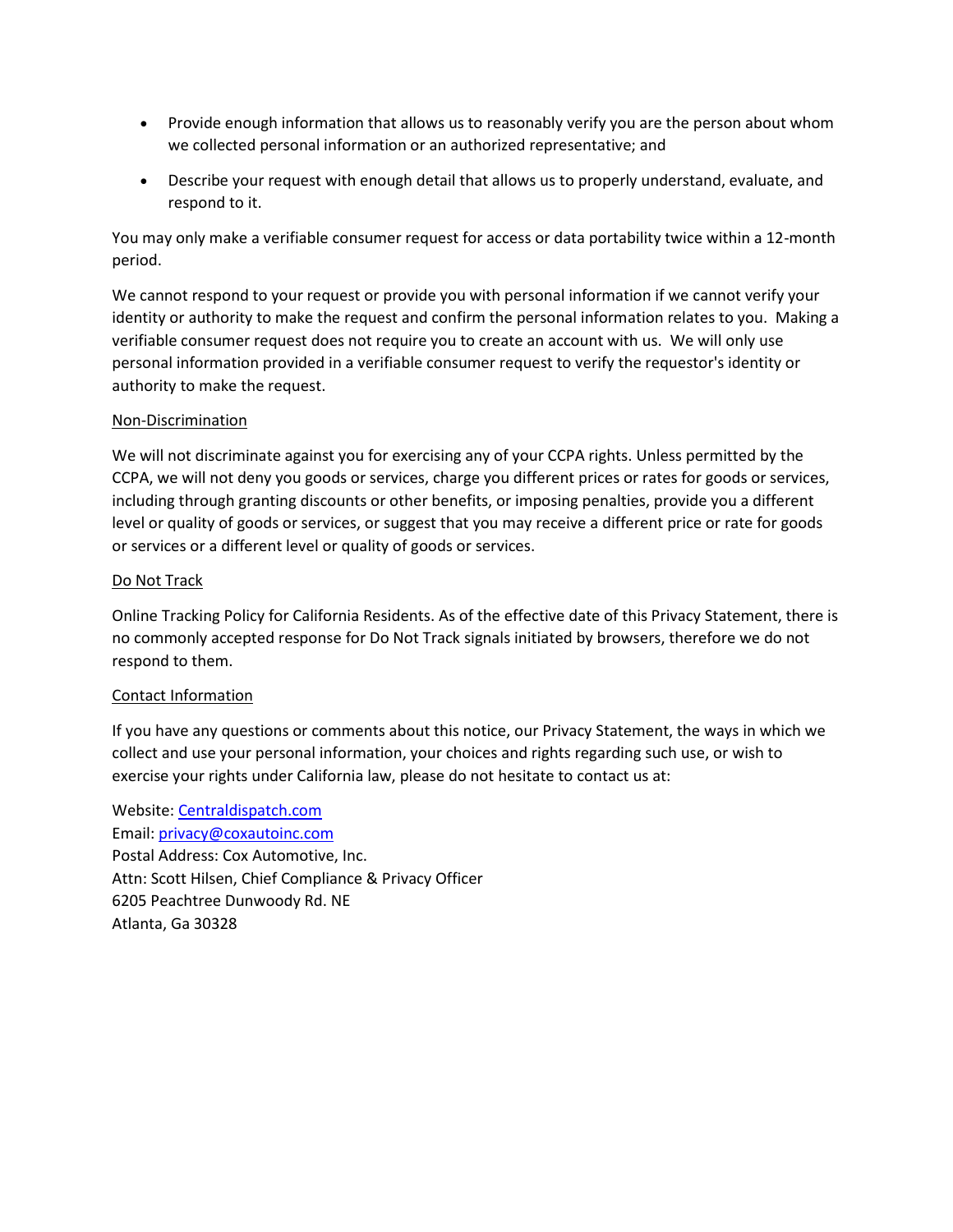- Provide enough information that allows us to reasonably verify you are the person about whom we collected personal information or an authorized representative; and
- Describe your request with enough detail that allows us to properly understand, evaluate, and respond to it.

You may only make a verifiable consumer request for access or data portability twice within a 12-month period.

We cannot respond to your request or provide you with personal information if we cannot verify your identity or authority to make the request and confirm the personal information relates to you. Making a verifiable consumer request does not require you to create an account with us. We will only use personal information provided in a verifiable consumer request to verify the requestor's identity or authority to make the request.

<u>Non-Discrimination</u>

We will not discriminate against you for exercising any of your CCPA rights. Unless permitted by the CCPA, we will not deny you goods or services, charge you different prices or rates for goods or services, including through granting discounts or other benefits, or imposing penalties, provide you a different level or quality of goods or services, or suggest that you may receive a different price or rate for goods or services or a different level or quality of goods or services.

<u>Do Not Track</u>

Online Tracking Policy for California Residents. As of the effective date of this Privacy Statement, there is no commonly accepted response for Do Not Track signals initiated by browsers, therefore we do not respond to them.

<u>Contact Information</u>

If you have any questions or comments about this notice, our Privacy Statement, the ways in which we collect and use your personal information, your choices and rights regarding such use, or wish to exercise your rights under California law, please do not hesitate to contact us at:

Website: [Centraldispatch.com](Centraldispatch.com)  
Email: [privacy@coxautoinc.com](mailto:privacy@coxautoinc.com)  
Postal Address: Cox Automotive, Inc.  
Attn: Scott Hilsen, Chief Compliance & Privacy Officer  
6205 Peachtree Dunwoody Rd. NE  
Atlanta, Ga 30328